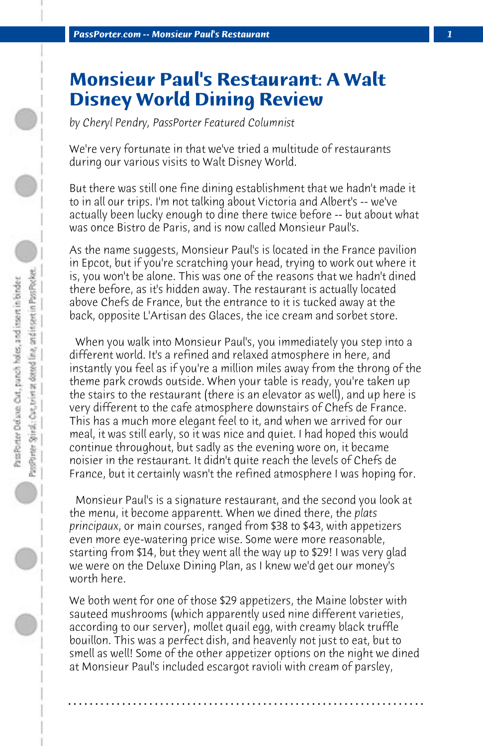# Monsieur Paul's Restaurant: A Walt Disney World Dining Review

*by Cheryl Pendry, PassPorter Featured Columnist*

We're very fortunate in that we've tried a multitude of restaurants during our various visits to Walt Disney World.

But there was still one fine dining establishment that we hadn't made it to in all our trips. I'm not talking about Victoria and Albert's -- we've actually been lucky enough to dine there twice before -- but about what was once Bistro de Paris, and is now called Monsieur Paul's.

As the name suggests, Monsieur Paul's is located in the France pavilion in Epcot, but if you're scratching your head, trying to work out where it is, you won't be alone. This was one of the reasons that we hadn't dined there before, as it's hidden away. The restaurant is actually located above Chefs de France, but the entrance to it is tucked away at the back, opposite L'Artisan des Glaces, the ice cream and sorbet store.

When you walk into Monsieur Paul's, you immediately you step into a different world. It's a refined and relaxed atmosphere in here, and instantly you feel as if you're a million miles away from the throng of the theme park crowds outside. When your table is ready, you're taken up the stairs to the restaurant (there is an elevator as well), and up here is very different to the cafe atmosphere downstairs of Chefs de France. This has a much more elegant feel to it, and when we arrived for our meal, it was still early, so it was nice and quiet. I had hoped this would continue throughout, but sadly as the evening wore on, it became noisier in the restaurant. It didn't quite reach the levels of Chefs de France, but it certainly wasn't the refined atmosphere I was hoping for.

Monsieur Paul's is a signature restaurant, and the second you look at the menu, it become apparentt. When we dined there, the *plats principaux*, or main courses, ranged from $38 to $43, with appetizers even more eye-watering price wise. Some were more reasonable, starting from $14, but they went all the way up to $29! I was very glad we were on the Deluxe Dining Plan, as I knew we'd get our money's worth here.

We both went for one of those $29 appetizers, the Maine lobster with sauteed mushrooms (which apparently used nine different varieties, according to our server), mollet quail egg, with creamy black truffle bouillon. This was a perfect dish, and heavenly not just to eat, but to smell as well! Some of the other appetizer options on the night we dined at Monsieur Paul's included escargot ravioli with cream of parsley,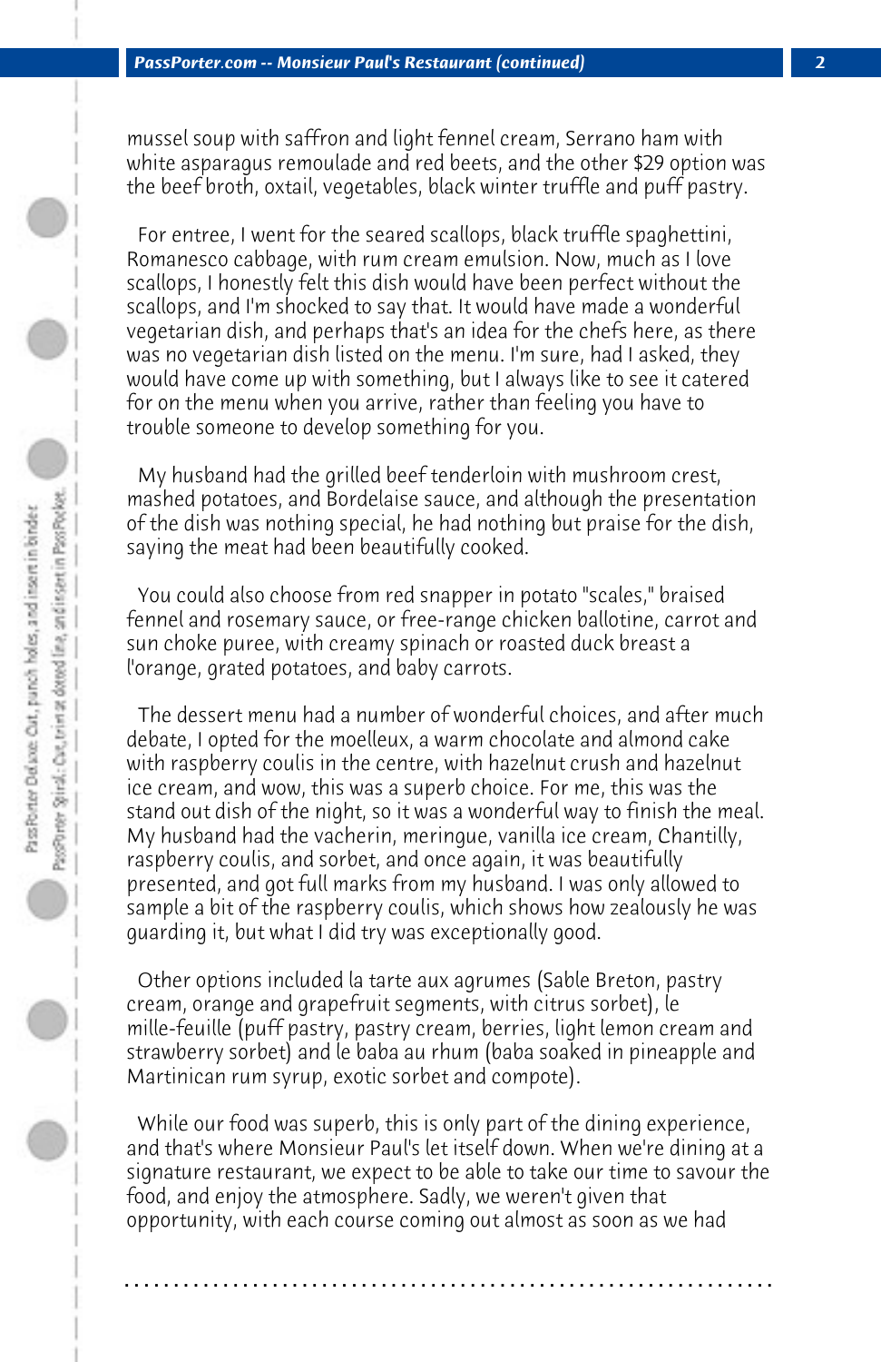mussel soup with saffron and light fennel cream, Serrano ham with white asparagus remoulade and red beets, and the other $29 option was the beef broth, oxtail, vegetables, black winter truffle and puff pastry.

For entree, I went for the seared scallops, black truffle spaghettini, Romanesco cabbage, with rum cream emulsion. Now, much as I love scallops, I honestly felt this dish would have been perfect without the scallops, and I'm shocked to say that. It would have made a wonderful vegetarian dish, and perhaps that's an idea for the chefs here, as there was no vegetarian dish listed on the menu. I'm sure, had I asked, they would have come up with something, but I always like to see it catered for on the menu when you arrive, rather than feeling you have to trouble someone to develop something for you.

My husband had the grilled beef tenderloin with mushroom crest, mashed potatoes, and Bordelaise sauce, and although the presentation of the dish was nothing special, he had nothing but praise for the dish, saying the meat had been beautifully cooked.

You could also choose from red snapper in potato "scales," braised fennel and rosemary sauce, or free-range chicken ballotine, carrot and sun choke puree, with creamy spinach or roasted duck breast a l'orange, grated potatoes, and baby carrots.

The dessert menu had a number of wonderful choices, and after much debate, I opted for the moelleux, a warm chocolate and almond cake with raspberry coulis in the centre, with hazelnut crush and hazelnut ice cream, and wow, this was a superb choice. For me, this was the stand out dish of the night, so it was a wonderful way to finish the meal. My husband had the vacherin, meringue, vanilla ice cream, Chantilly, raspberry coulis, and sorbet, and once again, it was beautifully presented, and got full marks from my husband. I was only allowed to sample a bit of the raspberry coulis, which shows how zealously he was guarding it, but what I did try was exceptionally good.

Other options included la tarte aux agrumes (Sable Breton, pastry cream, orange and grapefruit segments, with citrus sorbet), le mille-feuille (puff pastry, pastry cream, berries, light lemon cream and strawberry sorbet) and le baba au rhum (baba soaked in pineapple and Martinican rum syrup, exotic sorbet and compote).

While our food was superb, this is only part of the dining experience, and that's where Monsieur Paul's let itself down. When we're dining at a signature restaurant, we expect to be able to take our time to savour the food, and enjoy the atmosphere. Sadly, we weren't given that opportunity, with each course coming out almost as soon as we had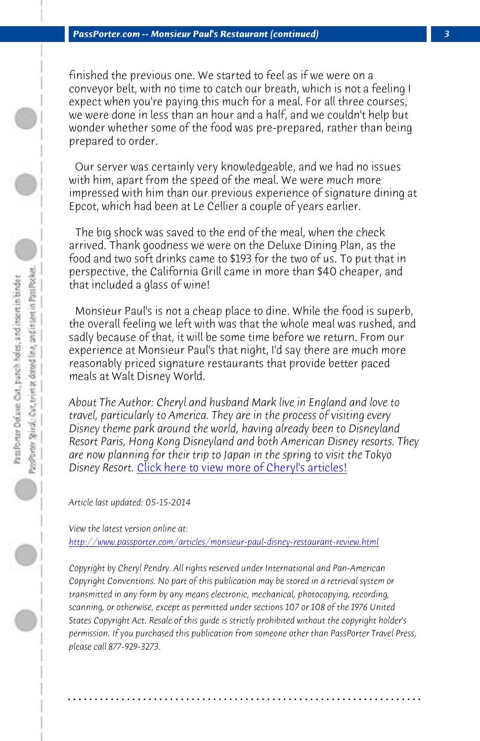finished the previous one. We started to feel as if we were on a conveyor belt, with no time to catch our breath, which is not a feeling I expect when you're paying this much for a meal. For all three courses, we were done in less than an hour and a half, and we couldn't help but wonder whether some of the food was pre-prepared, rather than being prepared to order.

Our server was certainly very knowledgeable, and we had no issues with him, apart from the speed of the meal. We were much more impressed with him than our previous experience of signature dining at Epcot, which had been at Le Cellier a couple of years earlier.

The big shock was saved to the end of the meal, when the check arrived. Thank goodness we were on the Deluxe Dining Plan, as the food and two soft drinks came to $193 for the two of us. To put that in perspective, the California Grill came in more than $40 cheaper, and that included a glass of wine!

Monsieur Paul's is not a cheap place to dine. While the food is superb, the overall feeling we left with was that the whole meal was rushed, and sadly because of that, it will be some time before we return. From our experience at Monsieur Paul's that night, I'd say there are much more reasonably priced signature restaurants that provide better paced meals at Walt Disney World.

*About The Author: Cheryl and husband Mark live in England and love to travel, particularly to America. They are in the process of visiting every Disney theme park around the world, having already been to Disneyland Resort Paris, Hong Kong Disneyland and both American Disney resorts. They are now planning for their trip to Japan in the spring to visit the Tokyo Disney Resort. Click here to view more of Cheryl's articles!*

*Article last updated: 05-15-2014*

*View the latest version online at:*
*http://www.passporter.com/articles/monsieur-paul-disney-restaurant-review.html*

*Copyright by Cheryl Pendry. All rights reserved under International and Pan-American Copyright Conventions. No part of this publication may be stored in a retrieval system or transmitted in any form by any means electronic, mechanical, photocopying, recording, scanning, or otherwise, except as permitted under sections 107 or 108 of the 1976 United States Copyright Act. Resale of this guide is strictly prohibited without the copyright holder's permission. If you purchased this publication from someone other than PassPorter Travel Press, please call 877-929-3273.*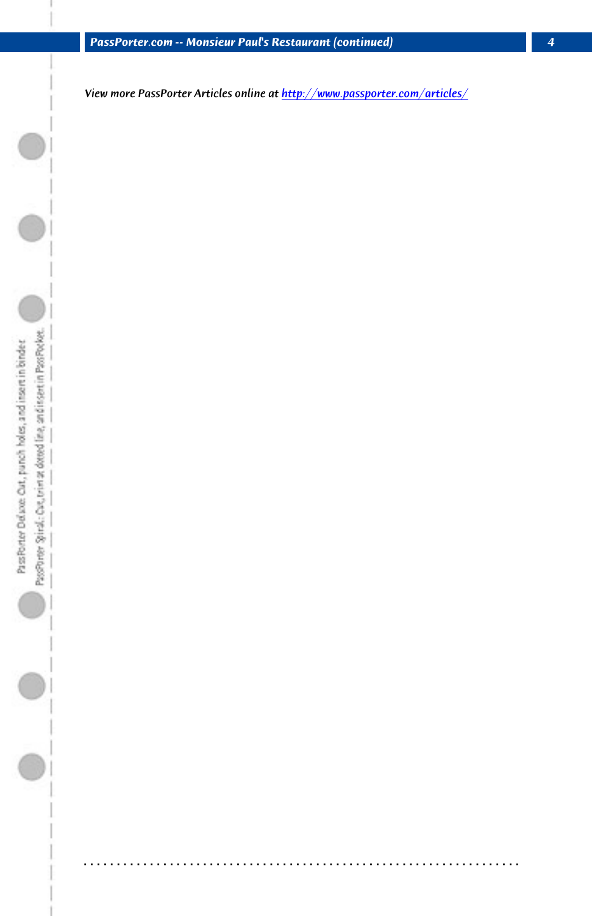*View more PassPorter Articles online at [http://www.passporter.com/articles/](http://www.passporter.com/articles/)*